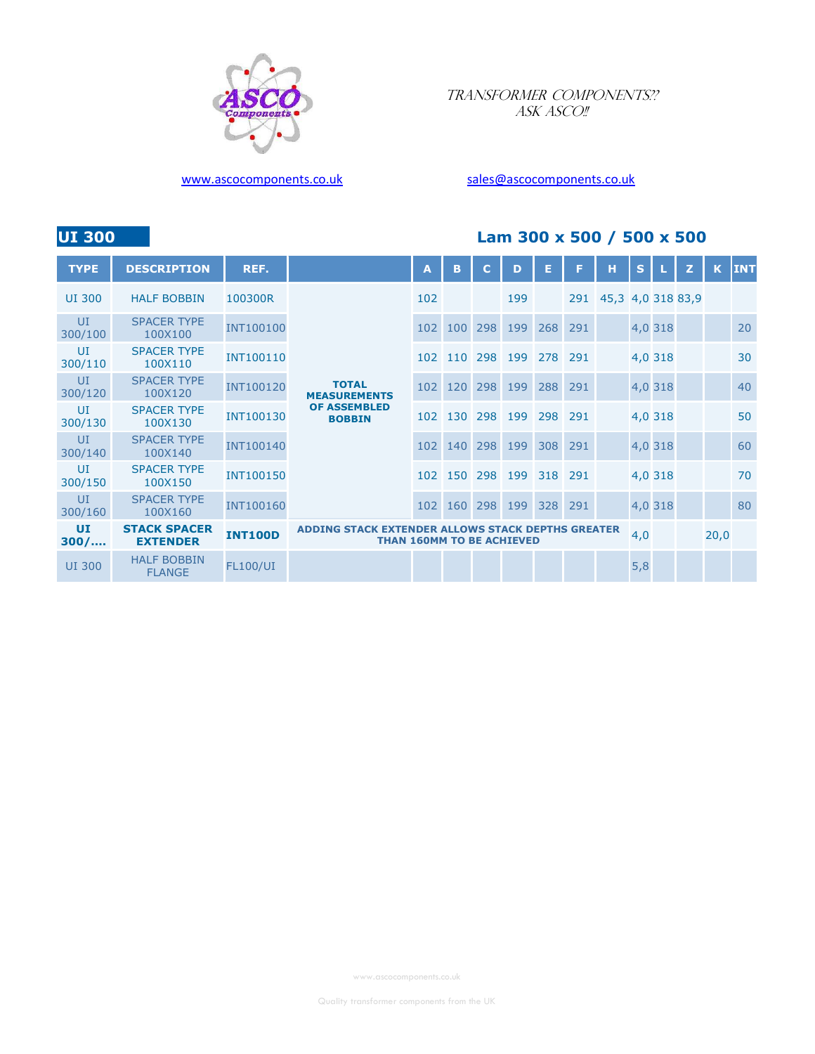TRANSFORMER COMPONENTS?? ASK ASCO!!

www.ascocomponents.co.uk

sales@ascocomponents.co.uk

## UI 300

## Lam 300 x 500 / 500 x 500

| TYPE | DESCRIPTION | REF. | | A | B | C | D | E | F | H | S | L | Z | K | INT |
|---|---|---|---|---|---|---|---|---|---|---|---|---|---|---|---|
| UI 300 | HALF BOBBIN | 100300R | **TOTAL MEASUREMENTS OF ASSEMBLED BOBBIN** | 102 | | | 199 | | 291 | 45,3 | 4,0 | 318 | 83,9 | | |
| UI 300/100 | SPACER TYPE 100X100 | INT100100 | | 102 | 100 | 298 | 199 | 268 | 291 | | 4,0 | 318 | | | 20 |
| UI 300/110 | SPACER TYPE 100X110 | INT100110 | | 102 | 110 | 298 | 199 | 278 | 291 | | 4,0 | 318 | | | 30 |
| UI 300/120 | SPACER TYPE 100X120 | INT100120 | | 102 | 120 | 298 | 199 | 288 | 291 | | 4,0 | 318 | | | 40 |
| UI 300/130 | SPACER TYPE 100X130 | INT100130 | | 102 | 130 | 298 | 199 | 298 | 291 | | 4,0 | 318 | | | 50 |
| UI 300/140 | SPACER TYPE 100X140 | INT100140 | | 102 | 140 | 298 | 199 | 308 | 291 | | 4,0 | 318 | | | 60 |
| UI 300/150 | SPACER TYPE 100X150 | INT100150 | | 102 | 150 | 298 | 199 | 318 | 291 | | 4,0 | 318 | | | 70 |
| UI 300/160 | SPACER TYPE 100X160 | INT100160 | | 102 | 160 | 298 | 199 | 328 | 291 | | 4,0 | 318 | | | 80 |
| **UI 300/....** | **STACK SPACER EXTENDER** | **INT100D** | **ADDING STACK EXTENDER ALLOWS STACK DEPTHS GREATER THAN 160MM TO BE ACHIEVED** | | | | | | | | 4,0 | | | 20,0 | |
| UI 300 | HALF BOBBIN FLANGE | FL100/UI | | | | | | | | | 5,8 | | | | |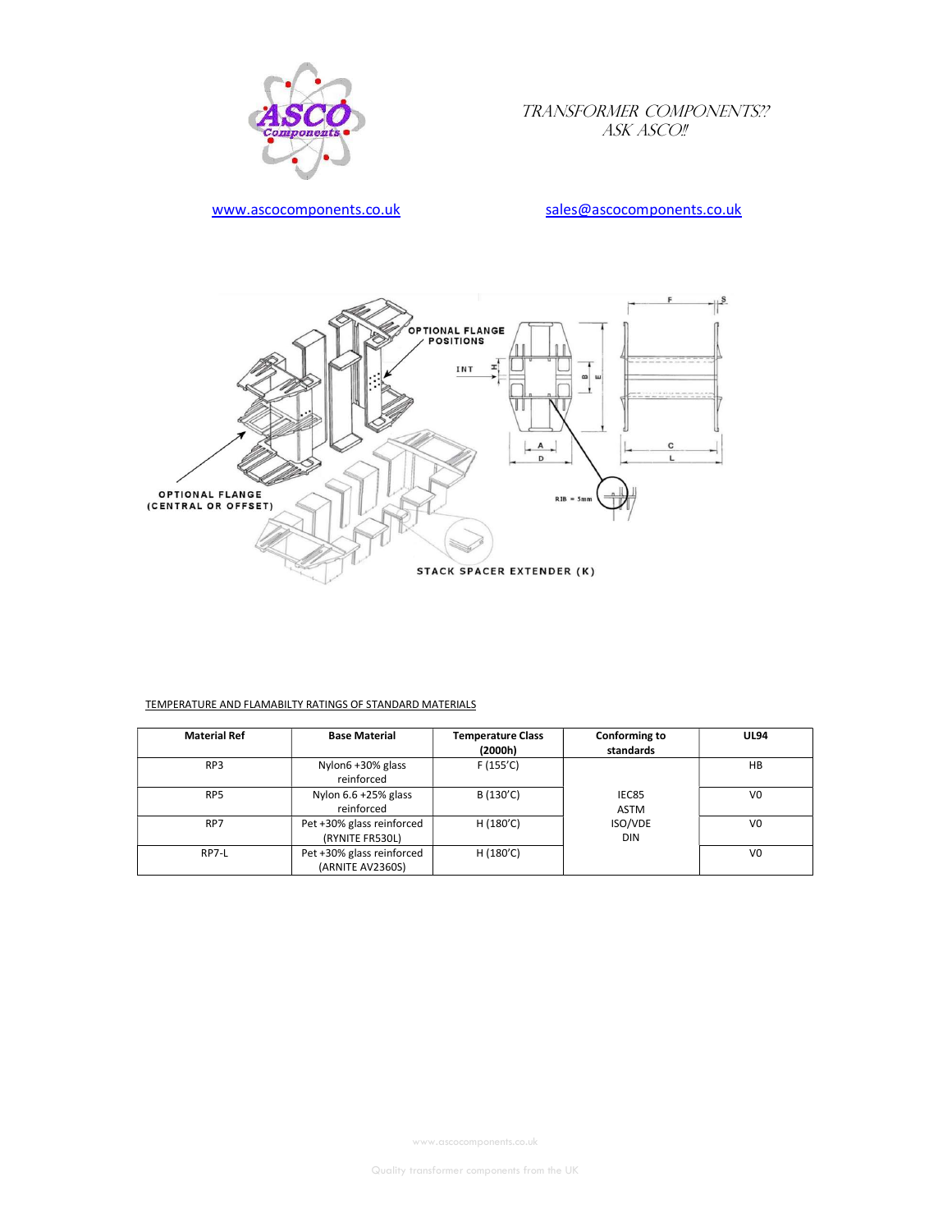TRANSFORMER COMPONENTS?? ASK ASCO!!

www.ascocomponents.co.uk sales@ascocomponents.co.uk

OPTIONAL FLANGE POSITIONS

OPTIONAL FLANGE (CENTRAL OR OFFSET)

INT

H

B

E

A

D

F

S

C

L

RIB = 5mm

STACK SPACER EXTENDER (K)

TEMPERATURE AND FLAMABILTY RATINGS OF STANDARD MATERIALS

| Material Ref | Base Material | Temperature Class (2000h) | Conforming to standards | UL94 |
|---|---|---|---|---|
| RP3 | Nylon6 +30% glass reinforced | F (155'C) | | HB |
| RP5 | Nylon 6.6 +25% glass reinforced | B (130'C) | IEC85 ASTM ISO/VDE DIN | V0 |
| RP7 | Pet +30% glass reinforced (RYNITE FR530L) | H (180'C) | | V0 |
| RP7-L | Pet +30% glass reinforced (ARNITE AV2360S) | H (180'C) | | V0 |

www.ascocomponents.co.uk

Quality transformer components from the UK